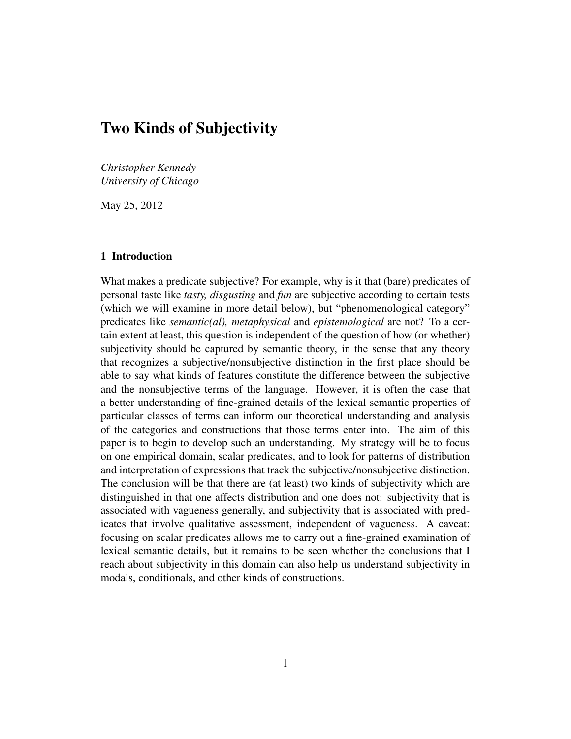# Two Kinds of Subjectivity

*Christopher Kennedy*
*University of Chicago*

May 25, 2012

## 1 Introduction

What makes a predicate subjective? For example, why is it that (bare) predicates of personal taste like *tasty, disgusting* and *fun* are subjective according to certain tests (which we will examine in more detail below), but "phenomenological category" predicates like *semantic(al), metaphysical* and *epistemological* are not? To a certain extent at least, this question is independent of the question of how (or whether) subjectivity should be captured by semantic theory, in the sense that any theory that recognizes a subjective/nonsubjective distinction in the first place should be able to say what kinds of features constitute the difference between the subjective and the nonsubjective terms of the language. However, it is often the case that a better understanding of fine-grained details of the lexical semantic properties of particular classes of terms can inform our theoretical understanding and analysis of the categories and constructions that those terms enter into. The aim of this paper is to begin to develop such an understanding. My strategy will be to focus on one empirical domain, scalar predicates, and to look for patterns of distribution and interpretation of expressions that track the subjective/nonsubjective distinction. The conclusion will be that there are (at least) two kinds of subjectivity which are distinguished in that one affects distribution and one does not: subjectivity that is associated with vagueness generally, and subjectivity that is associated with predicates that involve qualitative assessment, independent of vagueness. A caveat: focusing on scalar predicates allows me to carry out a fine-grained examination of lexical semantic details, but it remains to be seen whether the conclusions that I reach about subjectivity in this domain can also help us understand subjectivity in modals, conditionals, and other kinds of constructions.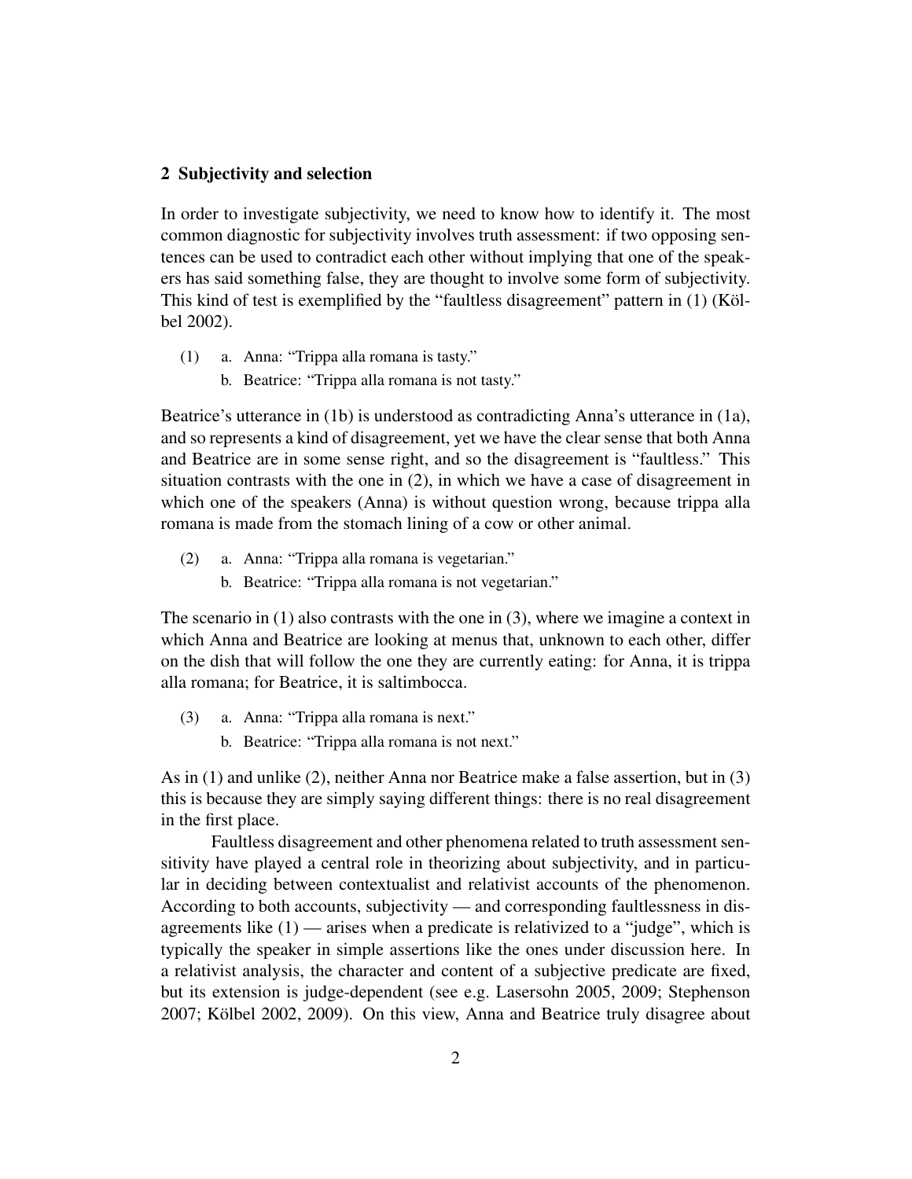## 2 Subjectivity and selection

In order to investigate subjectivity, we need to know how to identify it. The most common diagnostic for subjectivity involves truth assessment: if two opposing sentences can be used to contradict each other without implying that one of the speakers has said something false, they are thought to involve some form of subjectivity. This kind of test is exemplified by the "faultless disagreement" pattern in (1) (Kölbel 2002).

(1) a. Anna: "Trippa alla romana is tasty."
    b. Beatrice: "Trippa alla romana is not tasty."

Beatrice's utterance in (1b) is understood as contradicting Anna's utterance in (1a), and so represents a kind of disagreement, yet we have the clear sense that both Anna and Beatrice are in some sense right, and so the disagreement is "faultless." This situation contrasts with the one in (2), in which we have a case of disagreement in which one of the speakers (Anna) is without question wrong, because trippa alla romana is made from the stomach lining of a cow or other animal.

(2) a. Anna: "Trippa alla romana is vegetarian."
    b. Beatrice: "Trippa alla romana is not vegetarian."

The scenario in (1) also contrasts with the one in (3), where we imagine a context in which Anna and Beatrice are looking at menus that, unknown to each other, differ on the dish that will follow the one they are currently eating: for Anna, it is trippa alla romana; for Beatrice, it is saltimbocca.

(3) a. Anna: "Trippa alla romana is next."
    b. Beatrice: "Trippa alla romana is not next."

As in (1) and unlike (2), neither Anna nor Beatrice make a false assertion, but in (3) this is because they are simply saying different things: there is no real disagreement in the first place.

Faultless disagreement and other phenomena related to truth assessment sensitivity have played a central role in theorizing about subjectivity, and in particular in deciding between contextualist and relativist accounts of the phenomenon. According to both accounts, subjectivity — and corresponding faultlessness in disagreements like (1) — arises when a predicate is relativized to a "judge", which is typically the speaker in simple assertions like the ones under discussion here. In a relativist analysis, the character and content of a subjective predicate are fixed, but its extension is judge-dependent (see e.g. Lasersohn 2005, 2009; Stephenson 2007; Kölbel 2002, 2009). On this view, Anna and Beatrice truly disagree about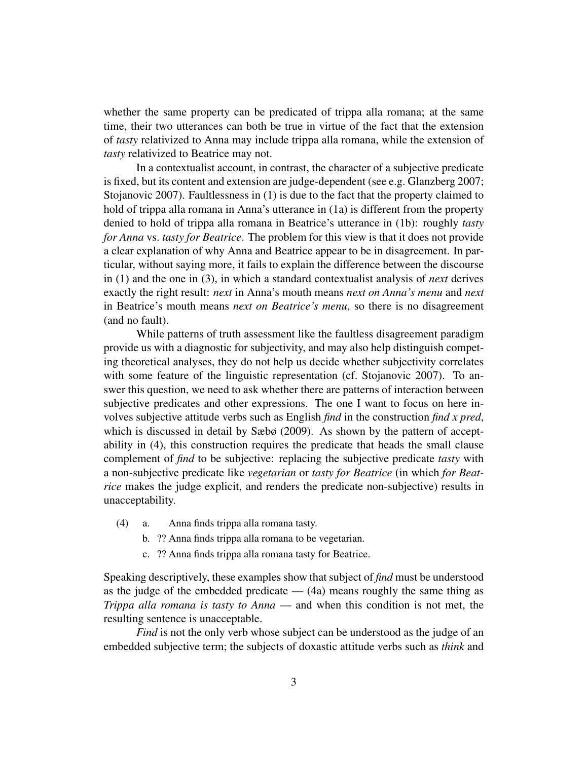whether the same property can be predicated of trippa alla romana; at the same time, their two utterances can both be true in virtue of the fact that the extension of *tasty* relativized to Anna may include trippa alla romana, while the extension of *tasty* relativized to Beatrice may not.

In a contextualist account, in contrast, the character of a subjective predicate is fixed, but its content and extension are judge-dependent (see e.g. Glanzberg 2007; Stojanovic 2007). Faultlessness in (1) is due to the fact that the property claimed to hold of trippa alla romana in Anna's utterance in (1a) is different from the property denied to hold of trippa alla romana in Beatrice's utterance in (1b): roughly *tasty for Anna* vs. *tasty for Beatrice*. The problem for this view is that it does not provide a clear explanation of why Anna and Beatrice appear to be in disagreement. In particular, without saying more, it fails to explain the difference between the discourse in (1) and the one in (3), in which a standard contextualist analysis of *next* derives exactly the right result: *next* in Anna's mouth means *next on Anna's menu* and *next* in Beatrice's mouth means *next on Beatrice's menu*, so there is no disagreement (and no fault).

While patterns of truth assessment like the faultless disagreement paradigm provide us with a diagnostic for subjectivity, and may also help distinguish competing theoretical analyses, they do not help us decide whether subjectivity correlates with some feature of the linguistic representation (cf. Stojanovic 2007). To answer this question, we need to ask whether there are patterns of interaction between subjective predicates and other expressions. The one I want to focus on here involves subjective attitude verbs such as English *find* in the construction *find x pred*, which is discussed in detail by Sæbø (2009). As shown by the pattern of acceptability in (4), this construction requires the predicate that heads the small clause complement of *find* to be subjective: replacing the subjective predicate *tasty* with a non-subjective predicate like *vegetarian* or *tasty for Beatrice* (in which *for Beatrice* makes the judge explicit, and renders the predicate non-subjective) results in unacceptability.

(4) a. Anna finds trippa alla romana tasty.
   b. ?? Anna finds trippa alla romana to be vegetarian.
   c. ?? Anna finds trippa alla romana tasty for Beatrice.

Speaking descriptively, these examples show that subject of *find* must be understood as the judge of the embedded predicate — (4a) means roughly the same thing as *Trippa alla romana is tasty to Anna* — and when this condition is not met, the resulting sentence is unacceptable.

*Find* is not the only verb whose subject can be understood as the judge of an embedded subjective term; the subjects of doxastic attitude verbs such as *think* and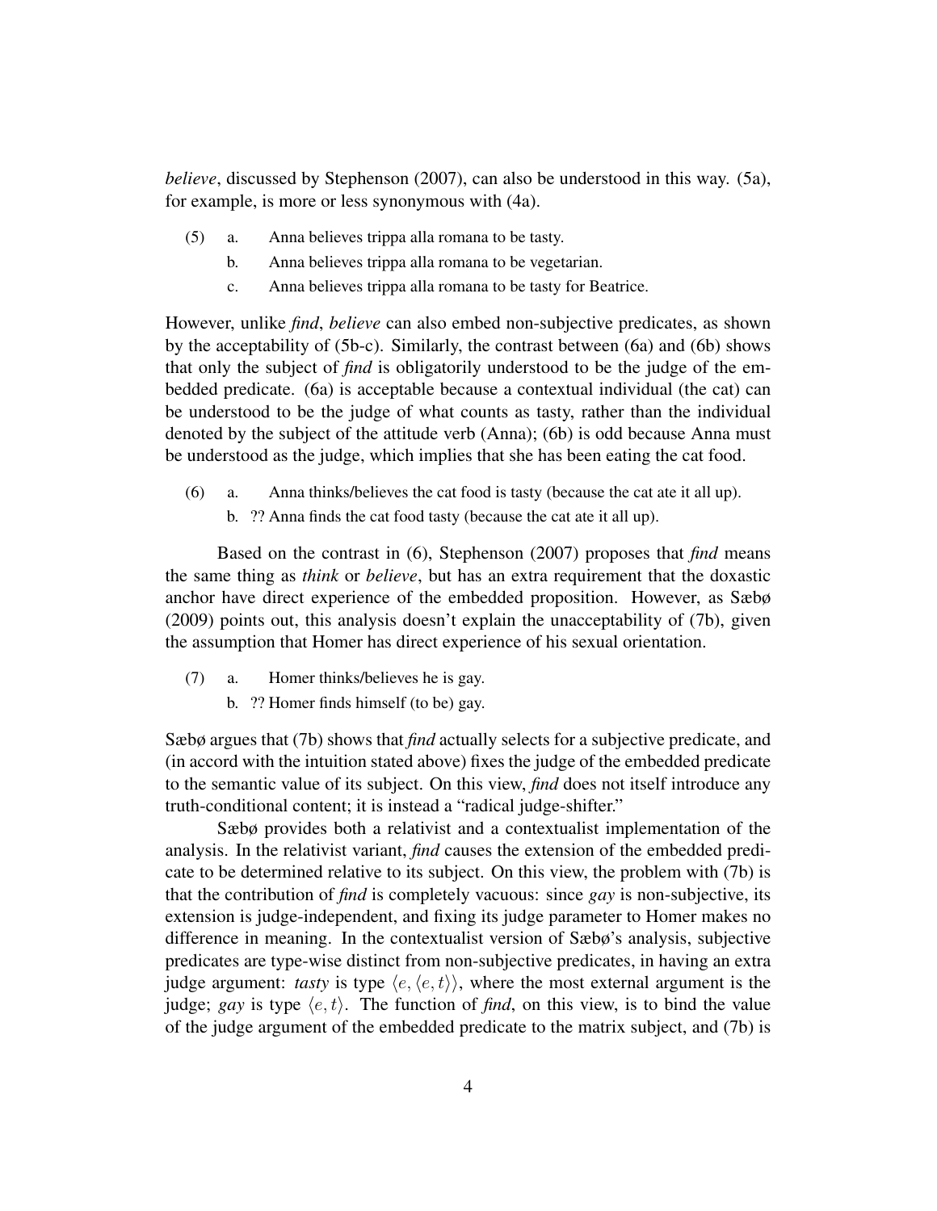*believe*, discussed by Stephenson (2007), can also be understood in this way. (5a), for example, is more or less synonymous with (4a).

(5) a. Anna believes trippa alla romana to be tasty.
    b. Anna believes trippa alla romana to be vegetarian.
    c. Anna believes trippa alla romana to be tasty for Beatrice.

However, unlike *find*, *believe* can also embed non-subjective predicates, as shown by the acceptability of (5b-c). Similarly, the contrast between (6a) and (6b) shows that only the subject of *find* is obligatorily understood to be the judge of the embedded predicate. (6a) is acceptable because a contextual individual (the cat) can be understood to be the judge of what counts as tasty, rather than the individual denoted by the subject of the attitude verb (Anna); (6b) is odd because Anna must be understood as the judge, which implies that she has been eating the cat food.

(6) a. Anna thinks/believes the cat food is tasty (because the cat ate it all up).
    b. ?? Anna finds the cat food tasty (because the cat ate it all up).

Based on the contrast in (6), Stephenson (2007) proposes that *find* means the same thing as *think* or *believe*, but has an extra requirement that the doxastic anchor have direct experience of the embedded proposition. However, as Sæbø (2009) points out, this analysis doesn't explain the unacceptability of (7b), given the assumption that Homer has direct experience of his sexual orientation.

(7) a. Homer thinks/believes he is gay.
    b. ?? Homer finds himself (to be) gay.

Sæbø argues that (7b) shows that *find* actually selects for a subjective predicate, and (in accord with the intuition stated above) fixes the judge of the embedded predicate to the semantic value of its subject. On this view, *find* does not itself introduce any truth-conditional content; it is instead a "radical judge-shifter."

Sæbø provides both a relativist and a contextualist implementation of the analysis. In the relativist variant, *find* causes the extension of the embedded predicate to be determined relative to its subject. On this view, the problem with (7b) is that the contribution of *find* is completely vacuous: since *gay* is non-subjective, its extension is judge-independent, and fixing its judge parameter to Homer makes no difference in meaning. In the contextualist version of Sæbø's analysis, subjective predicates are type-wise distinct from non-subjective predicates, in having an extra judge argument: *tasty* is type $\langle e, \langle e, t \rangle \rangle$, where the most external argument is the judge; *gay* is type $\langle e, t \rangle$. The function of *find*, on this view, is to bind the value of the judge argument of the embedded predicate to the matrix subject, and (7b) is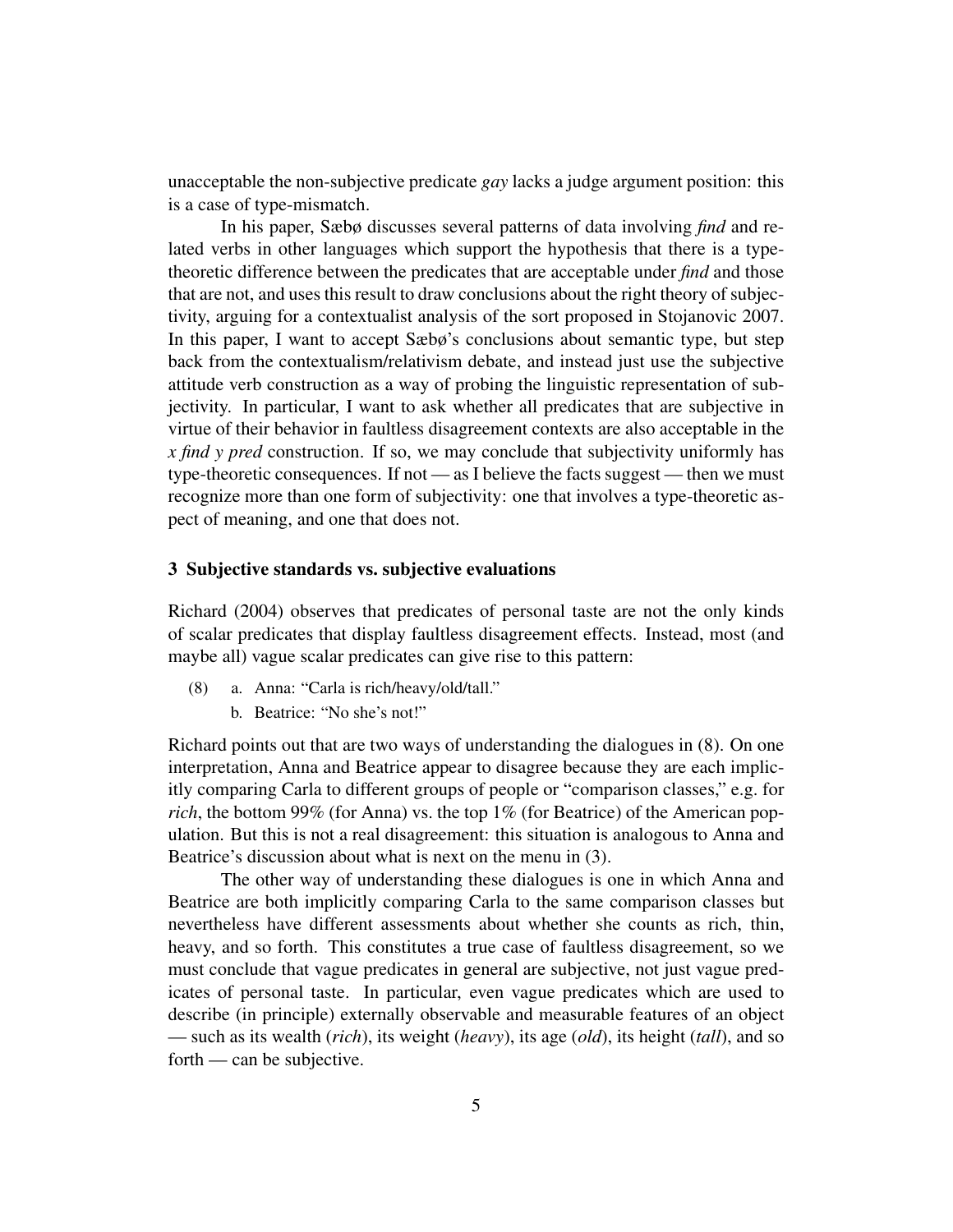unacceptable the non-subjective predicate *gay* lacks a judge argument position: this is a case of type-mismatch.

In his paper, Sæbø discusses several patterns of data involving *find* and related verbs in other languages which support the hypothesis that there is a type-theoretic difference between the predicates that are acceptable under *find* and those that are not, and uses this result to draw conclusions about the right theory of subjectivity, arguing for a contextualist analysis of the sort proposed in Stojanovic 2007. In this paper, I want to accept Sæbø's conclusions about semantic type, but step back from the contextualism/relativism debate, and instead just use the subjective attitude verb construction as a way of probing the linguistic representation of subjectivity. In particular, I want to ask whether all predicates that are subjective in virtue of their behavior in faultless disagreement contexts are also acceptable in the *x find y pred* construction. If so, we may conclude that subjectivity uniformly has type-theoretic consequences. If not — as I believe the facts suggest — then we must recognize more than one form of subjectivity: one that involves a type-theoretic aspect of meaning, and one that does not.

## 3 Subjective standards vs. subjective evaluations

Richard (2004) observes that predicates of personal taste are not the only kinds of scalar predicates that display faultless disagreement effects. Instead, most (and maybe all) vague scalar predicates can give rise to this pattern:

(8) a. Anna: "Carla is rich/heavy/old/tall."
    b. Beatrice: "No she's not!"

Richard points out that are two ways of understanding the dialogues in (8). On one interpretation, Anna and Beatrice appear to disagree because they are each implicitly comparing Carla to different groups of people or "comparison classes," e.g. for *rich*, the bottom 99% (for Anna) vs. the top 1% (for Beatrice) of the American population. But this is not a real disagreement: this situation is analogous to Anna and Beatrice's discussion about what is next on the menu in (3).

The other way of understanding these dialogues is one in which Anna and Beatrice are both implicitly comparing Carla to the same comparison classes but nevertheless have different assessments about whether she counts as rich, thin, heavy, and so forth. This constitutes a true case of faultless disagreement, so we must conclude that vague predicates in general are subjective, not just vague predicates of personal taste. In particular, even vague predicates which are used to describe (in principle) externally observable and measurable features of an object — such as its wealth (*rich*), its weight (*heavy*), its age (*old*), its height (*tall*), and so forth — can be subjective.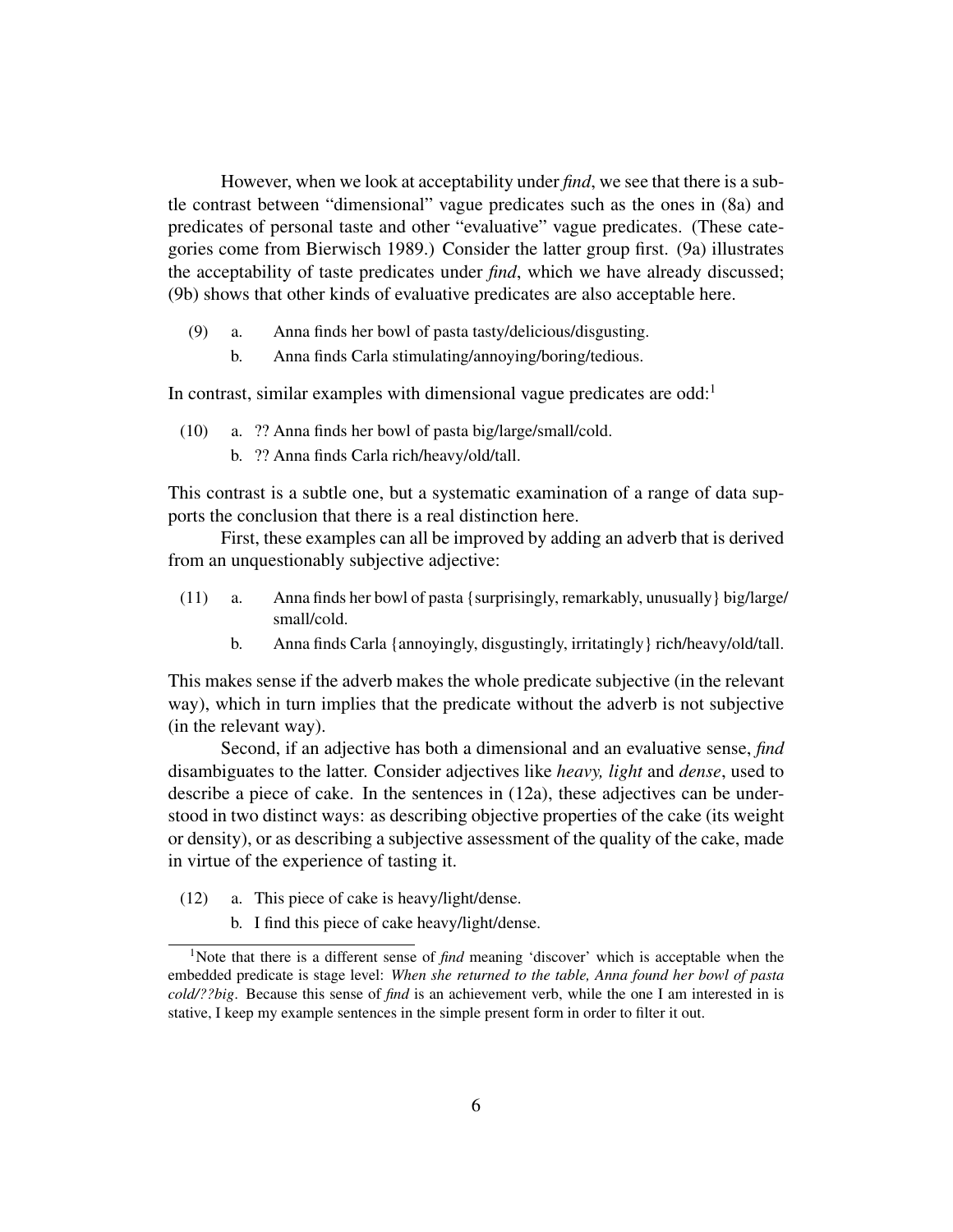However, when we look at acceptability under *find*, we see that there is a subtle contrast between "dimensional" vague predicates such as the ones in (8a) and predicates of personal taste and other "evaluative" vague predicates. (These categories come from Bierwisch 1989.) Consider the latter group first. (9a) illustrates the acceptability of taste predicates under *find*, which we have already discussed; (9b) shows that other kinds of evaluative predicates are also acceptable here.

(9) a. Anna finds her bowl of pasta tasty/delicious/disgusting.
    b. Anna finds Carla stimulating/annoying/boring/tedious.

In contrast, similar examples with dimensional vague predicates are odd:[1]

(10) a. ?? Anna finds her bowl of pasta big/large/small/cold.
     b. ?? Anna finds Carla rich/heavy/old/tall.

This contrast is a subtle one, but a systematic examination of a range of data supports the conclusion that there is a real distinction here.

First, these examples can all be improved by adding an adverb that is derived from an unquestionably subjective adjective:

(11) a. Anna finds her bowl of pasta {surprisingly, remarkably, unusually} big/large/small/cold.
     b. Anna finds Carla {annoyingly, disgustingly, irritatingly} rich/heavy/old/tall.

This makes sense if the adverb makes the whole predicate subjective (in the relevant way), which in turn implies that the predicate without the adverb is not subjective (in the relevant way).

Second, if an adjective has both a dimensional and an evaluative sense, *find* disambiguates to the latter. Consider adjectives like *heavy, light* and *dense*, used to describe a piece of cake. In the sentences in (12a), these adjectives can be understood in two distinct ways: as describing objective properties of the cake (its weight or density), or as describing a subjective assessment of the quality of the cake, made in virtue of the experience of tasting it.

(12) a. This piece of cake is heavy/light/dense.
     b. I find this piece of cake heavy/light/dense.

[1] Note that there is a different sense of *find* meaning 'discover' which is acceptable when the embedded predicate is stage level: *When she returned to the table, Anna found her bowl of pasta cold/??big*. Because this sense of *find* is an achievement verb, while the one I am interested in is stative, I keep my example sentences in the simple present form in order to filter it out.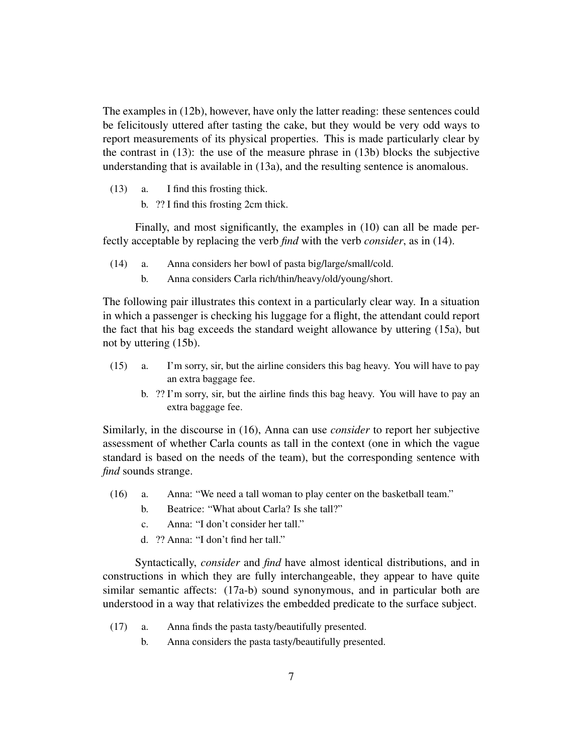The examples in (12b), however, have only the latter reading: these sentences could be felicitously uttered after tasting the cake, but they would be very odd ways to report measurements of its physical properties. This is made particularly clear by the contrast in (13): the use of the measure phrase in (13b) blocks the subjective understanding that is available in (13a), and the resulting sentence is anomalous.

(13) a. I find this frosting thick.

b. ?? I find this frosting 2cm thick.

Finally, and most significantly, the examples in (10) can all be made perfectly acceptable by replacing the verb *find* with the verb *consider*, as in (14).

(14) a. Anna considers her bowl of pasta big/large/small/cold.

b. Anna considers Carla rich/thin/heavy/old/young/short.

The following pair illustrates this context in a particularly clear way. In a situation in which a passenger is checking his luggage for a flight, the attendant could report the fact that his bag exceeds the standard weight allowance by uttering (15a), but not by uttering (15b).

(15) a. I'm sorry, sir, but the airline considers this bag heavy. You will have to pay an extra baggage fee.

b. ?? I'm sorry, sir, but the airline finds this bag heavy. You will have to pay an extra baggage fee.

Similarly, in the discourse in (16), Anna can use *consider* to report her subjective assessment of whether Carla counts as tall in the context (one in which the vague standard is based on the needs of the team), but the corresponding sentence with *find* sounds strange.

(16) a. Anna: "We need a tall woman to play center on the basketball team."

b. Beatrice: "What about Carla? Is she tall?"

c. Anna: "I don't consider her tall."

d. ?? Anna: "I don't find her tall."

Syntactically, *consider* and *find* have almost identical distributions, and in constructions in which they are fully interchangeable, they appear to have quite similar semantic affects: (17a-b) sound synonymous, and in particular both are understood in a way that relativizes the embedded predicate to the surface subject.

(17) a. Anna finds the pasta tasty/beautifully presented.

b. Anna considers the pasta tasty/beautifully presented.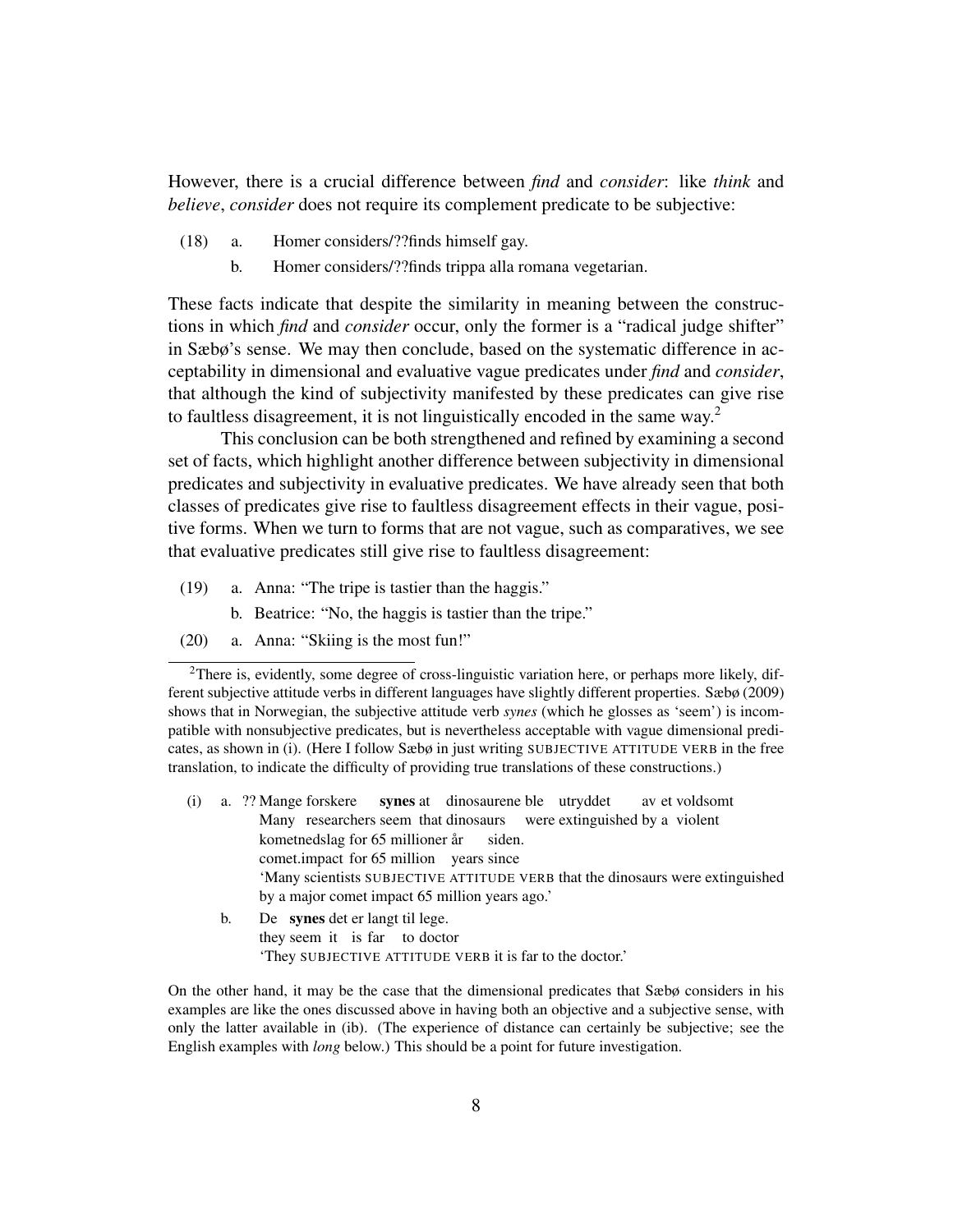However, there is a crucial difference between *find* and *consider*: like *think* and *believe*, *consider* does not require its complement predicate to be subjective:

(18) a. Homer considers/??finds himself gay.

b. Homer considers/??finds trippa alla romana vegetarian.

These facts indicate that despite the similarity in meaning between the constructions in which *find* and *consider* occur, only the former is a "radical judge shifter" in Sæbø's sense. We may then conclude, based on the systematic difference in acceptability in dimensional and evaluative vague predicates under *find* and *consider*, that although the kind of subjectivity manifested by these predicates can give rise to faultless disagreement, it is not linguistically encoded in the same way.[2]

This conclusion can be both strengthened and refined by examining a second set of facts, which highlight another difference between subjectivity in dimensional predicates and subjectivity in evaluative predicates. We have already seen that both classes of predicates give rise to faultless disagreement effects in their vague, positive forms. When we turn to forms that are not vague, such as comparatives, we see that evaluative predicates still give rise to faultless disagreement:

(19) a. Anna: "The tripe is tastier than the haggis."

b. Beatrice: "No, the haggis is tastier than the tripe."

(20) a. Anna: "Skiing is the most fun!"

[2] There is, evidently, some degree of cross-linguistic variation here, or perhaps more likely, different subjective attitude verbs in different languages have slightly different properties. Sæbø (2009) shows that in Norwegian, the subjective attitude verb *synes* (which he glosses as 'seem') is incompatible with nonsubjective predicates, but is nevertheless acceptable with vague dimensional predicates, as shown in (i). (Here I follow Sæbø in just writing SUBJECTIVE ATTITUDE VERB in the free translation, to indicate the difficulty of providing true translations of these constructions.)

(i) a. ?? Mange forskere **synes** at dinosaurene ble utryddet av et voldsomt kometnedslag for 65 millioner år siden.
Many researchers seem that dinosaurs were extinguished by a violent comet.impact for 65 million years since
'Many scientists SUBJECTIVE ATTITUDE VERB that the dinosaurs were extinguished by a major comet impact 65 million years ago.'

b. De **synes** det er langt til lege.
they seem it is far to doctor
'They SUBJECTIVE ATTITUDE VERB it is far to the doctor.'

On the other hand, it may be the case that the dimensional predicates that Sæbø considers in his examples are like the ones discussed above in having both an objective and a subjective sense, with only the latter available in (ib). (The experience of distance can certainly be subjective; see the English examples with *long* below.) This should be a point for future investigation.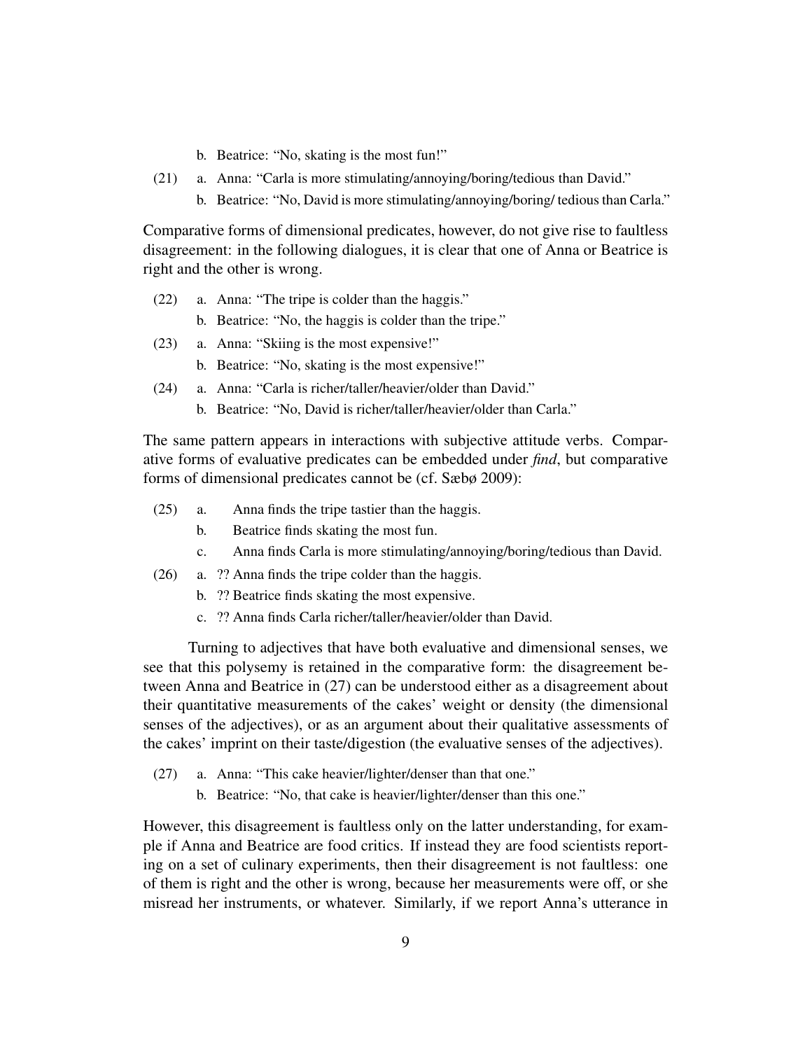b. Beatrice: "No, skating is the most fun!"

(21) a. Anna: "Carla is more stimulating/annoying/boring/tedious than David."

b. Beatrice: "No, David is more stimulating/annoying/boring/ tedious than Carla."

Comparative forms of dimensional predicates, however, do not give rise to faultless disagreement: in the following dialogues, it is clear that one of Anna or Beatrice is right and the other is wrong.

(22) a. Anna: "The tripe is colder than the haggis."

b. Beatrice: "No, the haggis is colder than the tripe."

(23) a. Anna: "Skiing is the most expensive!"

b. Beatrice: "No, skating is the most expensive!"

(24) a. Anna: "Carla is richer/taller/heavier/older than David."

b. Beatrice: "No, David is richer/taller/heavier/older than Carla."

The same pattern appears in interactions with subjective attitude verbs. Comparative forms of evaluative predicates can be embedded under ***find***, but comparative forms of dimensional predicates cannot be (cf. Sæbø 2009):

(25) a. Anna finds the tripe tastier than the haggis.

b. Beatrice finds skating the most fun.

c. Anna finds Carla is more stimulating/annoying/boring/tedious than David.

(26) a. ?? Anna finds the tripe colder than the haggis.

b. ?? Beatrice finds skating the most expensive.

c. ?? Anna finds Carla richer/taller/heavier/older than David.

Turning to adjectives that have both evaluative and dimensional senses, we see that this polysemy is retained in the comparative form: the disagreement between Anna and Beatrice in (27) can be understood either as a disagreement about their quantitative measurements of the cakes' weight or density (the dimensional senses of the adjectives), or as an argument about their qualitative assessments of the cakes' imprint on their taste/digestion (the evaluative senses of the adjectives).

(27) a. Anna: "This cake heavier/lighter/denser than that one."

b. Beatrice: "No, that cake is heavier/lighter/denser than this one."

However, this disagreement is faultless only on the latter understanding, for example if Anna and Beatrice are food critics. If instead they are food scientists reporting on a set of culinary experiments, then their disagreement is not faultless: one of them is right and the other is wrong, because her measurements were off, or she misread her instruments, or whatever. Similarly, if we report Anna's utterance in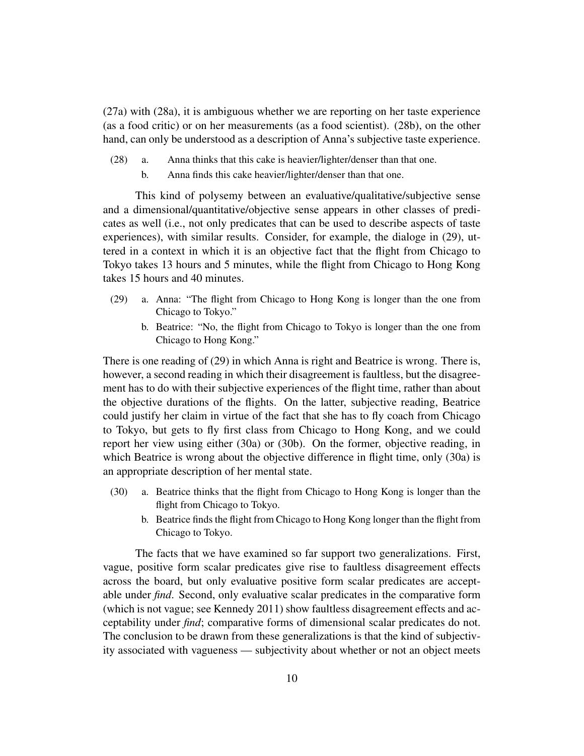(27a) with (28a), it is ambiguous whether we are reporting on her taste experience (as a food critic) or on her measurements (as a food scientist). (28b), on the other hand, can only be understood as a description of Anna's subjective taste experience.

(28) a. Anna thinks that this cake is heavier/lighter/denser than that one.
  b. Anna finds this cake heavier/lighter/denser than that one.

This kind of polysemy between an evaluative/qualitative/subjective sense and a dimensional/quantitative/objective sense appears in other classes of predicates as well (i.e., not only predicates that can be used to describe aspects of taste experiences), with similar results. Consider, for example, the dialoge in (29), uttered in a context in which it is an objective fact that the flight from Chicago to Tokyo takes 13 hours and 5 minutes, while the flight from Chicago to Hong Kong takes 15 hours and 40 minutes.

(29) a. Anna: "The flight from Chicago to Hong Kong is longer than the one from Chicago to Tokyo."
  b. Beatrice: "No, the flight from Chicago to Tokyo is longer than the one from Chicago to Hong Kong."

There is one reading of (29) in which Anna is right and Beatrice is wrong. There is, however, a second reading in which their disagreement is faultless, but the disagreement has to do with their subjective experiences of the flight time, rather than about the objective durations of the flights. On the latter, subjective reading, Beatrice could justify her claim in virtue of the fact that she has to fly coach from Chicago to Tokyo, but gets to fly first class from Chicago to Hong Kong, and we could report her view using either (30a) or (30b). On the former, objective reading, in which Beatrice is wrong about the objective difference in flight time, only (30a) is an appropriate description of her mental state.

(30) a. Beatrice thinks that the flight from Chicago to Hong Kong is longer than the flight from Chicago to Tokyo.
  b. Beatrice finds the flight from Chicago to Hong Kong longer than the flight from Chicago to Tokyo.

The facts that we have examined so far support two generalizations. First, vague, positive form scalar predicates give rise to faultless disagreement effects across the board, but only evaluative positive form scalar predicates are acceptable under *find*. Second, only evaluative scalar predicates in the comparative form (which is not vague; see Kennedy 2011) show faultless disagreement effects and acceptability under *find*; comparative forms of dimensional scalar predicates do not. The conclusion to be drawn from these generalizations is that the kind of subjectivity associated with vagueness — subjectivity about whether or not an object meets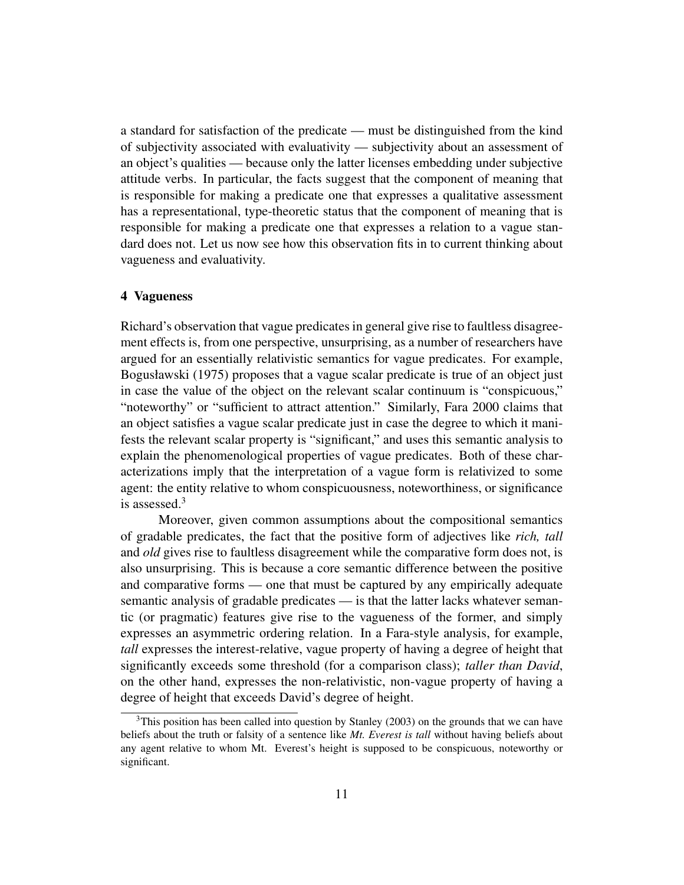a standard for satisfaction of the predicate — must be distinguished from the kind of subjectivity associated with evaluativity — subjectivity about an assessment of an object's qualities — because only the latter licenses embedding under subjective attitude verbs. In particular, the facts suggest that the component of meaning that is responsible for making a predicate one that expresses a qualitative assessment has a representational, type-theoretic status that the component of meaning that is responsible for making a predicate one that expresses a relation to a vague standard does not. Let us now see how this observation fits in to current thinking about vagueness and evaluativity.

## 4 Vagueness

Richard's observation that vague predicates in general give rise to faultless disagreement effects is, from one perspective, unsurprising, as a number of researchers have argued for an essentially relativistic semantics for vague predicates. For example, Bogusławski (1975) proposes that a vague scalar predicate is true of an object just in case the value of the object on the relevant scalar continuum is "conspicuous," "noteworthy" or "sufficient to attract attention." Similarly, Fara 2000 claims that an object satisfies a vague scalar predicate just in case the degree to which it manifests the relevant scalar property is "significant," and uses this semantic analysis to explain the phenomenological properties of vague predicates. Both of these characterizations imply that the interpretation of a vague form is relativized to some agent: the entity relative to whom conspicuousness, noteworthiness, or significance is assessed.[3]

Moreover, given common assumptions about the compositional semantics of gradable predicates, the fact that the positive form of adjectives like *rich, tall* and *old* gives rise to faultless disagreement while the comparative form does not, is also unsurprising. This is because a core semantic difference between the positive and comparative forms — one that must be captured by any empirically adequate semantic analysis of gradable predicates — is that the latter lacks whatever semantic (or pragmatic) features give rise to the vagueness of the former, and simply expresses an asymmetric ordering relation. In a Fara-style analysis, for example, *tall* expresses the interest-relative, vague property of having a degree of height that significantly exceeds some threshold (for a comparison class); *taller than David*, on the other hand, expresses the non-relativistic, non-vague property of having a degree of height that exceeds David's degree of height.

[3] This position has been called into question by Stanley (2003) on the grounds that we can have beliefs about the truth or falsity of a sentence like *Mt. Everest is tall* without having beliefs about any agent relative to whom Mt. Everest's height is supposed to be conspicuous, noteworthy or significant.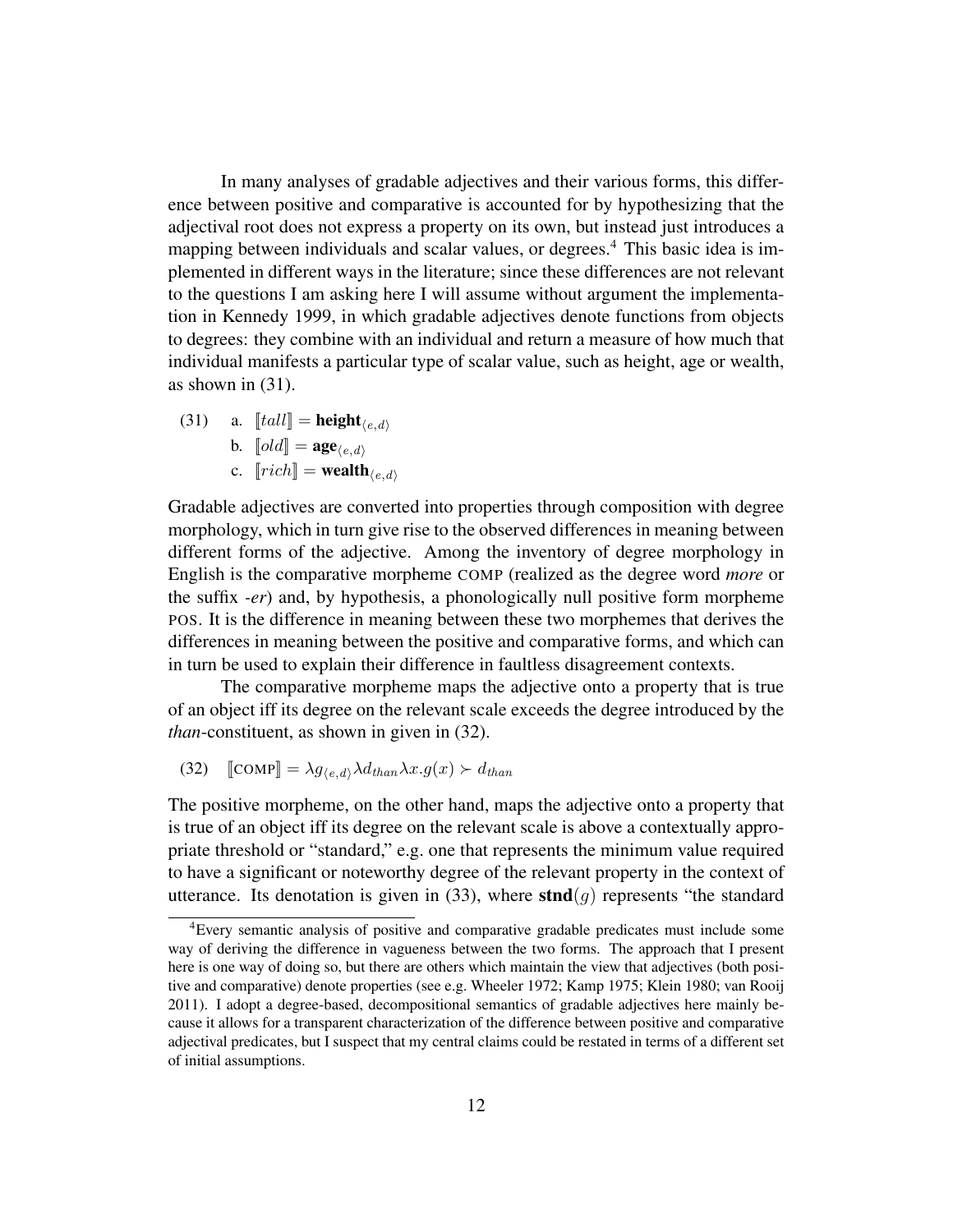In many analyses of gradable adjectives and their various forms, this difference between positive and comparative is accounted for by hypothesizing that the adjectival root does not express a property on its own, but instead just introduces a mapping between individuals and scalar values, or degrees.[4] This basic idea is implemented in different ways in the literature; since these differences are not relevant to the questions I am asking here I will assume without argument the implementation in Kennedy 1999, in which gradable adjectives denote functions from objects to degrees: they combine with an individual and return a measure of how much that individual manifests a particular type of scalar value, such as height, age or wealth, as shown in (31).

(31) a. $[\![tall]\!] = \textbf{height}_{\langle e,d \rangle}$

b. $[\![old]\!] = \textbf{age}_{\langle e,d \rangle}$

c. $[\![rich]\!] = \textbf{wealth}_{\langle e,d \rangle}$

Gradable adjectives are converted into properties through composition with degree morphology, which in turn give rise to the observed differences in meaning between different forms of the adjective. Among the inventory of degree morphology in English is the comparative morpheme COMP (realized as the degree word *more* or the suffix *-er*) and, by hypothesis, a phonologically null positive form morpheme POS. It is the difference in meaning between these two morphemes that derives the differences in meaning between the positive and comparative forms, and which can in turn be used to explain their difference in faultless disagreement contexts.

The comparative morpheme maps the adjective onto a property that is true of an object iff its degree on the relevant scale exceeds the degree introduced by the *than*-constituent, as shown in given in (32).

(32) $[\![\text{COMP}]\!] = \lambda g_{\langle e,d \rangle} \lambda d_{than} \lambda x. g(x) \succ d_{than}$

The positive morpheme, on the other hand, maps the adjective onto a property that is true of an object iff its degree on the relevant scale is above a contextually appropriate threshold or "standard," e.g. one that represents the minimum value required to have a significant or noteworthy degree of the relevant property in the context of utterance. Its denotation is given in (33), where $\textbf{stnd}(g)$ represents "the standard

[4]Every semantic analysis of positive and comparative gradable predicates must include some way of deriving the difference in vagueness between the two forms. The approach that I present here is one way of doing so, but there are others which maintain the view that adjectives (both positive and comparative) denote properties (see e.g. Wheeler 1972; Kamp 1975; Klein 1980; van Rooij 2011). I adopt a degree-based, decompositional semantics of gradable adjectives here mainly because it allows for a transparent characterization of the difference between positive and comparative adjectival predicates, but I suspect that my central claims could be restated in terms of a different set of initial assumptions.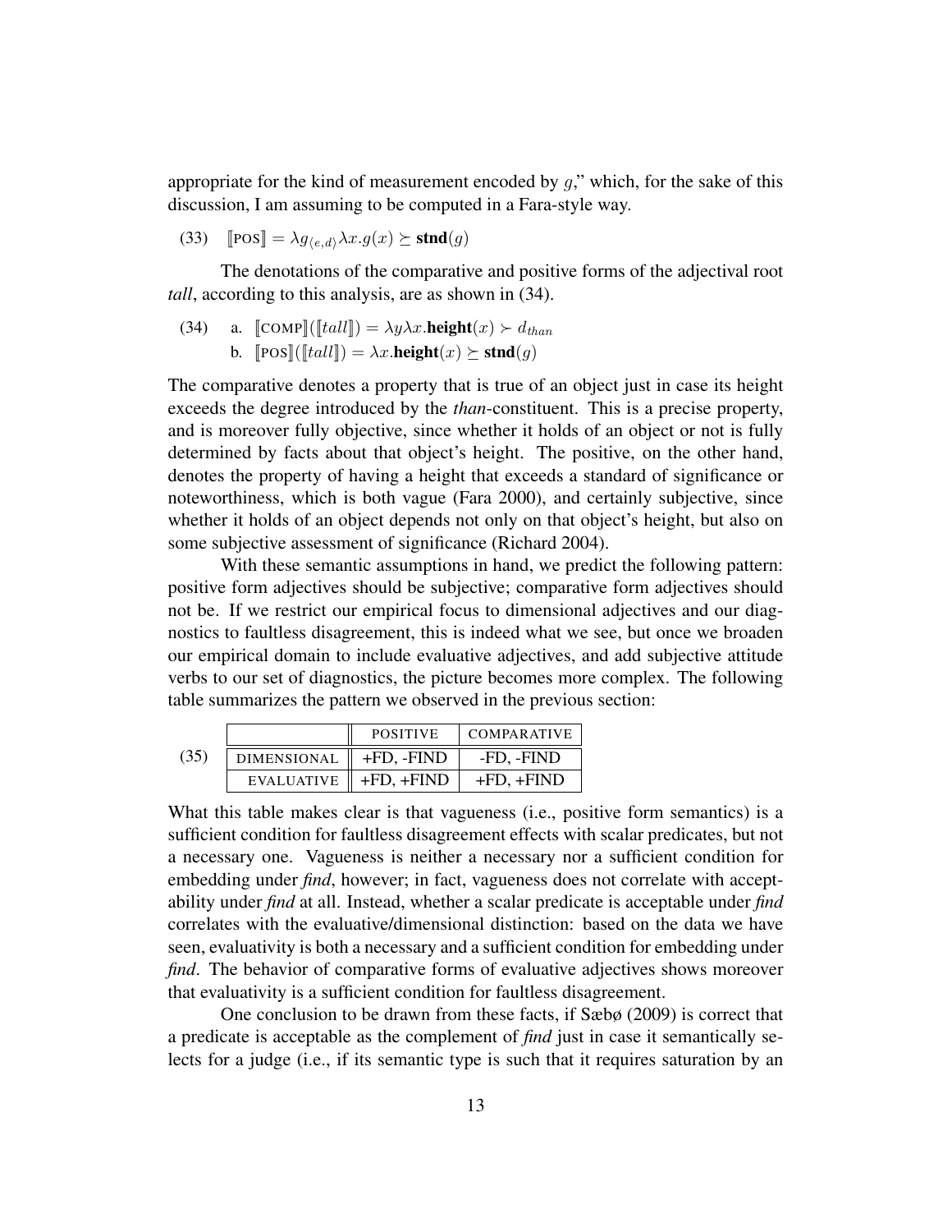appropriate for the kind of measurement encoded by $g$," which, for the sake of this discussion, I am assuming to be computed in a Fara-style way.

(33) $[\![\text{POS}]\!] = \lambda g_{\langle e,d \rangle} \lambda x. g(x) \succeq \textbf{stnd}(g)$

The denotations of the comparative and positive forms of the adjectival root *tall*, according to this analysis, are as shown in (34).

(34) a. $[\![\text{COMP}]\!]([\![tall]\!]) = \lambda y \lambda x. \textbf{height}(x) \succ d_{than}$

b. $[\![\text{POS}]\!]([\![tall]\!]) = \lambda x. \textbf{height}(x) \succeq \textbf{stnd}(g)$

The comparative denotes a property that is true of an object just in case its height exceeds the degree introduced by the *than*-constituent. This is a precise property, and is moreover fully objective, since whether it holds of an object or not is fully determined by facts about that object's height. The positive, on the other hand, denotes the property of having a height that exceeds a standard of significance or noteworthiness, which is both vague (Fara 2000), and certainly subjective, since whether it holds of an object depends not only on that object's height, but also on some subjective assessment of significance (Richard 2004).

With these semantic assumptions in hand, we predict the following pattern: positive form adjectives should be subjective; comparative form adjectives should not be. If we restrict our empirical focus to dimensional adjectives and our diagnostics to faultless disagreement, this is indeed what we see, but once we broaden our empirical domain to include evaluative adjectives, and add subjective attitude verbs to our set of diagnostics, the picture becomes more complex. The following table summarizes the pattern we observed in the previous section:

(35)

| | POSITIVE | COMPARATIVE |
|---|---|---|
| DIMENSIONAL | +FD, -FIND | -FD, -FIND |
| EVALUATIVE | +FD, +FIND | +FD, +FIND |

What this table makes clear is that vagueness (i.e., positive form semantics) is a sufficient condition for faultless disagreement effects with scalar predicates, but not a necessary one. Vagueness is neither a necessary nor a sufficient condition for embedding under *find*, however; in fact, vagueness does not correlate with acceptability under *find* at all. Instead, whether a scalar predicate is acceptable under *find* correlates with the evaluative/dimensional distinction: based on the data we have seen, evaluativity is both a necessary and a sufficient condition for embedding under *find*. The behavior of comparative forms of evaluative adjectives shows moreover that evaluativity is a sufficient condition for faultless disagreement.

One conclusion to be drawn from these facts, if Sæbø (2009) is correct that a predicate is acceptable as the complement of *find* just in case it semantically selects for a judge (i.e., if its semantic type is such that it requires saturation by an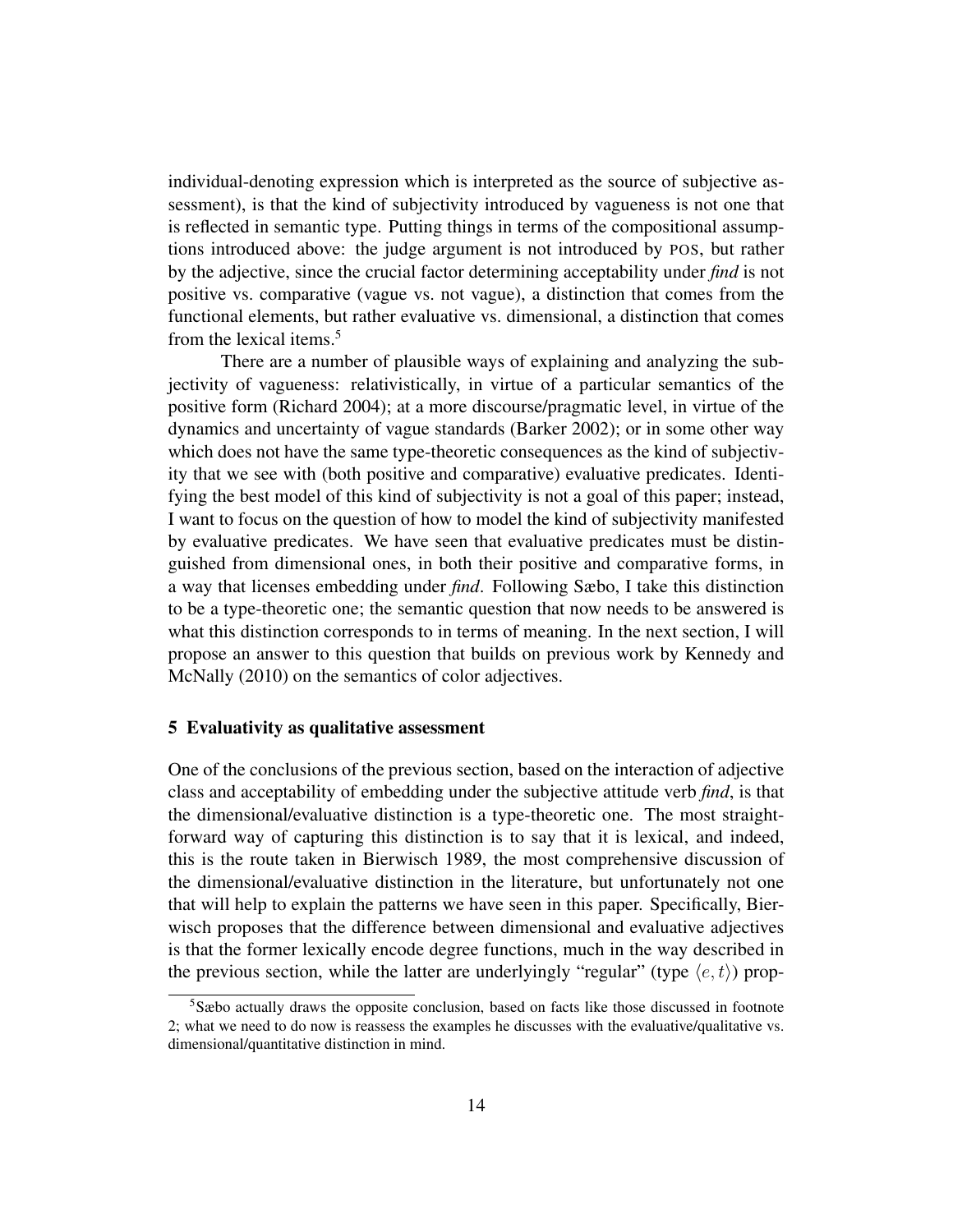individual-denoting expression which is interpreted as the source of subjective assessment), is that the kind of subjectivity introduced by vagueness is not one that is reflected in semantic type. Putting things in terms of the compositional assumptions introduced above: the judge argument is not introduced by POS, but rather by the adjective, since the crucial factor determining acceptability under ***find*** is not positive vs. comparative (vague vs. not vague), a distinction that comes from the functional elements, but rather evaluative vs. dimensional, a distinction that comes from the lexical items.[5]

There are a number of plausible ways of explaining and analyzing the subjectivity of vagueness: relativistically, in virtue of a particular semantics of the positive form (Richard 2004); at a more discourse/pragmatic level, in virtue of the dynamics and uncertainty of vague standards (Barker 2002); or in some other way which does not have the same type-theoretic consequences as the kind of subjectivity that we see with (both positive and comparative) evaluative predicates. Identifying the best model of this kind of subjectivity is not a goal of this paper; instead, I want to focus on the question of how to model the kind of subjectivity manifested by evaluative predicates. We have seen that evaluative predicates must be distinguished from dimensional ones, in both their positive and comparative forms, in a way that licenses embedding under ***find***. Following Sæbo, I take this distinction to be a type-theoretic one; the semantic question that now needs to be answered is what this distinction corresponds to in terms of meaning. In the next section, I will propose an answer to this question that builds on previous work by Kennedy and McNally (2010) on the semantics of color adjectives.

## 5 Evaluativity as qualitative assessment

One of the conclusions of the previous section, based on the interaction of adjective class and acceptability of embedding under the subjective attitude verb ***find***, is that the dimensional/evaluative distinction is a type-theoretic one. The most straightforward way of capturing this distinction is to say that it is lexical, and indeed, this is the route taken in Bierwisch 1989, the most comprehensive discussion of the dimensional/evaluative distinction in the literature, but unfortunately not one that will help to explain the patterns we have seen in this paper. Specifically, Bierwisch proposes that the difference between dimensional and evaluative adjectives is that the former lexically encode degree functions, much in the way described in the previous section, while the latter are underlyingly "regular" (type $\langle e, t \rangle$) prop-

[5] Sæbo actually draws the opposite conclusion, based on facts like those discussed in footnote 2; what we need to do now is reassess the examples he discusses with the evaluative/qualitative vs. dimensional/quantitative distinction in mind.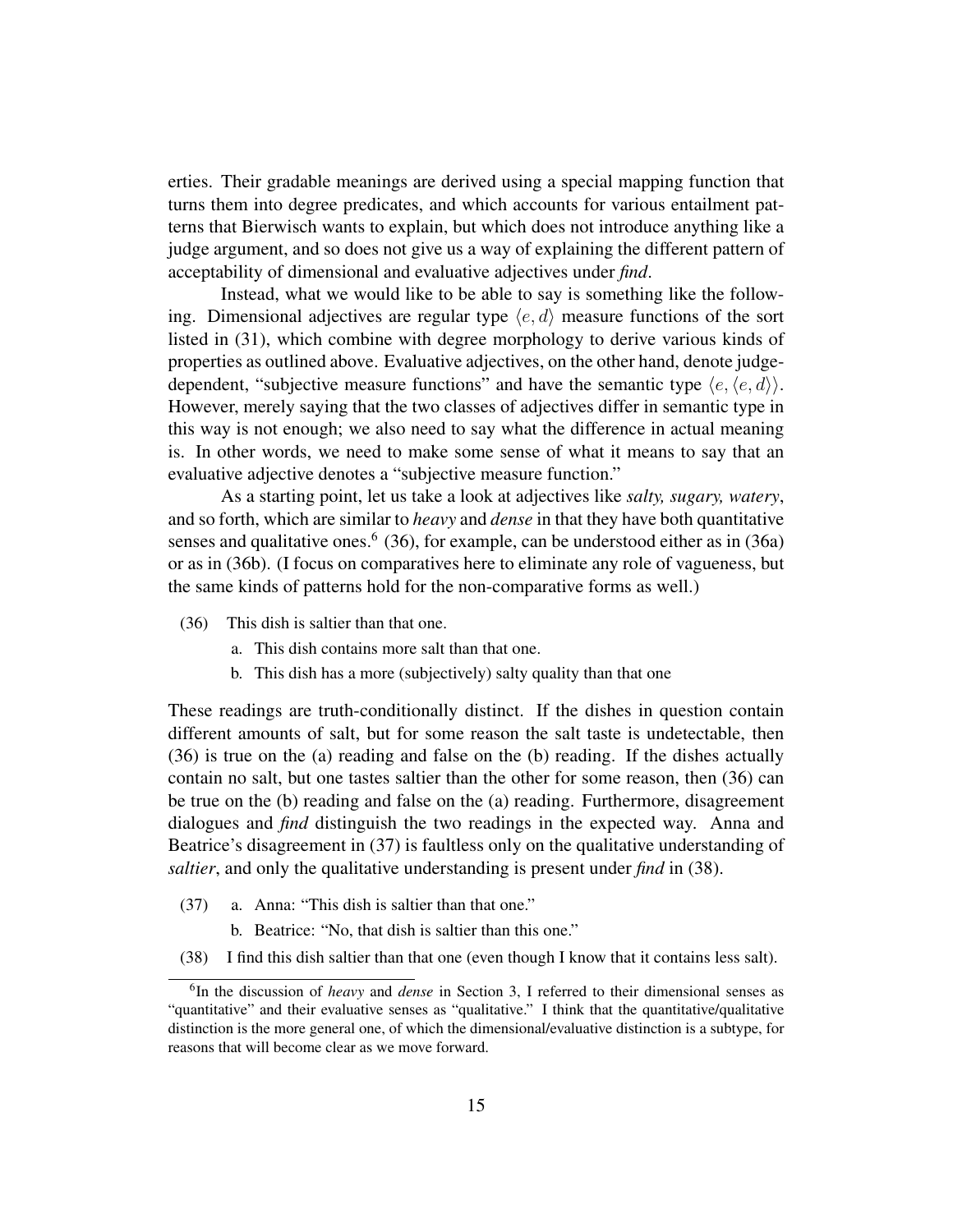erties. Their gradable meanings are derived using a special mapping function that turns them into degree predicates, and which accounts for various entailment patterns that Bierwisch wants to explain, but which does not introduce anything like a judge argument, and so does not give us a way of explaining the different pattern of acceptability of dimensional and evaluative adjectives under *find*.

Instead, what we would like to be able to say is something like the following. Dimensional adjectives are regular type $\langle e, d \rangle$ measure functions of the sort listed in (31), which combine with degree morphology to derive various kinds of properties as outlined above. Evaluative adjectives, on the other hand, denote judge-dependent, "subjective measure functions" and have the semantic type $\langle e, \langle e, d \rangle \rangle$. However, merely saying that the two classes of adjectives differ in semantic type in this way is not enough; we also need to say what the difference in actual meaning is. In other words, we need to make some sense of what it means to say that an evaluative adjective denotes a "subjective measure function."

As a starting point, let us take a look at adjectives like *salty, sugary, watery*, and so forth, which are similar to *heavy* and *dense* in that they have both quantitative senses and qualitative ones.[6] (36), for example, can be understood either as in (36a) or as in (36b). (I focus on comparatives here to eliminate any role of vagueness, but the same kinds of patterns hold for the non-comparative forms as well.)

(36) This dish is saltier than that one.

a. This dish contains more salt than that one.

b. This dish has a more (subjectively) salty quality than that one

These readings are truth-conditionally distinct. If the dishes in question contain different amounts of salt, but for some reason the salt taste is undetectable, then (36) is true on the (a) reading and false on the (b) reading. If the dishes actually contain no salt, but one tastes saltier than the other for some reason, then (36) can be true on the (b) reading and false on the (a) reading. Furthermore, disagreement dialogues and *find* distinguish the two readings in the expected way. Anna and Beatrice's disagreement in (37) is faultless only on the qualitative understanding of *saltier*, and only the qualitative understanding is present under *find* in (38).

(37) a. Anna: "This dish is saltier than that one."

b. Beatrice: "No, that dish is saltier than this one."

(38) I find this dish saltier than that one (even though I know that it contains less salt).

[6] In the discussion of *heavy* and *dense* in Section 3, I referred to their dimensional senses as "quantitative" and their evaluative senses as "qualitative." I think that the quantitative/qualitative distinction is the more general one, of which the dimensional/evaluative distinction is a subtype, for reasons that will become clear as we move forward.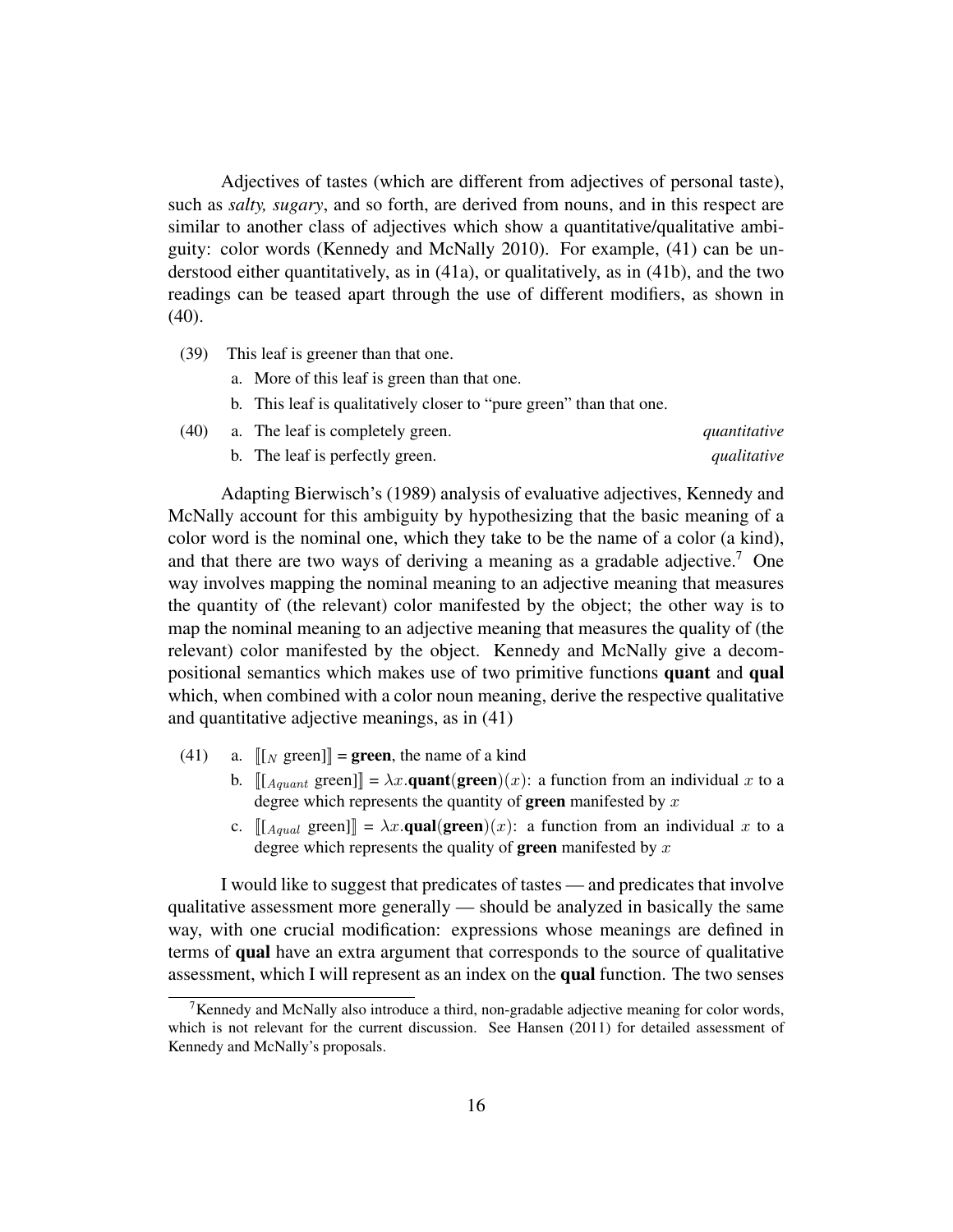Adjectives of tastes (which are different from adjectives of personal taste), such as *salty, sugary*, and so forth, are derived from nouns, and in this respect are similar to another class of adjectives which show a quantitative/qualitative ambiguity: color words (Kennedy and McNally 2010). For example, (41) can be understood either quantitatively, as in (41a), or qualitatively, as in (41b), and the two readings can be teased apart through the use of different modifiers, as shown in (40).

(39) This leaf is greener than that one.

a. More of this leaf is green than that one.

b. This leaf is qualitatively closer to "pure green" than that one.

(40) a. The leaf is completely green. *quantitative*

b. The leaf is perfectly green. *qualitative*

Adapting Bierwisch's (1989) analysis of evaluative adjectives, Kennedy and McNally account for this ambiguity by hypothesizing that the basic meaning of a color word is the nominal one, which they take to be the name of a color (a kind), and that there are two ways of deriving a meaning as a gradable adjective.[7] One way involves mapping the nominal meaning to an adjective meaning that measures the quantity of (the relevant) color manifested by the object; the other way is to map the nominal meaning to an adjective meaning that measures the quality of (the relevant) color manifested by the object. Kennedy and McNally give a decompositional semantics which makes use of two primitive functions **quant** and **qual** which, when combined with a color noun meaning, derive the respective qualitative and quantitative adjective meanings, as in (41)

(41) a. $[\![ [_N \text{ green}] ]\!]$ = **green**, the name of a kind

b. $[\![ [_{A quant} \text{ green}] ]\!] = \lambda x.\mathbf{quant}(\mathbf{green})(x)$: a function from an individual $x$ to a degree which represents the quantity of **green** manifested by $x$

c. $[\![ [_{A qual} \text{ green}] ]\!] = \lambda x.\mathbf{qual}(\mathbf{green})(x)$: a function from an individual $x$ to a degree which represents the quality of **green** manifested by $x$

I would like to suggest that predicates of tastes — and predicates that involve qualitative assessment more generally — should be analyzed in basically the same way, with one crucial modification: expressions whose meanings are defined in terms of **qual** have an extra argument that corresponds to the source of qualitative assessment, which I will represent as an index on the **qual** function. The two senses

[7] Kennedy and McNally also introduce a third, non-gradable adjective meaning for color words, which is not relevant for the current discussion. See Hansen (2011) for detailed assessment of Kennedy and McNally's proposals.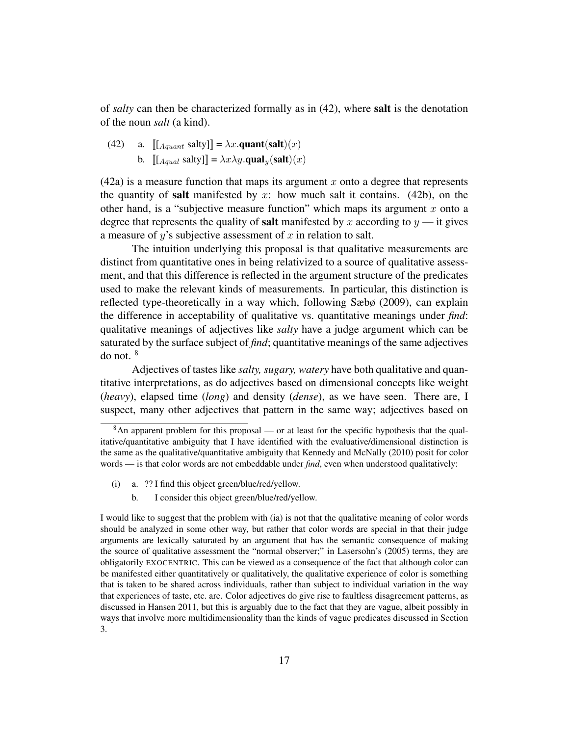of *salty* can then be characterized formally as in (42), where **salt** is the denotation of the noun *salt* (a kind).

(42) a. $[\![[_{A_{quant}}\text{ salty}]]\!] = \lambda x.\mathbf{quant}(\mathbf{salt})(x)$

b. $[\![[_{A_{qual}}\text{ salty}]]\!] = \lambda x \lambda y.\mathbf{qual}_y(\mathbf{salt})(x)$

(42a) is a measure function that maps its argument $x$ onto a degree that represents the quantity of **salt** manifested by $x$: how much salt it contains. (42b), on the other hand, is a "subjective measure function" which maps its argument $x$ onto a degree that represents the quality of **salt** manifested by $x$ according to $y$ — it gives a measure of $y$'s subjective assessment of $x$ in relation to salt.

The intuition underlying this proposal is that qualitative measurements are distinct from quantitative ones in being relativized to a source of qualitative assessment, and that this difference is reflected in the argument structure of the predicates used to make the relevant kinds of measurements. In particular, this distinction is reflected type-theoretically in a way which, following Sæbø (2009), can explain the difference in acceptability of qualitative vs. quantitative meanings under ***find***: qualitative meanings of adjectives like *salty* have a judge argument which can be saturated by the surface subject of ***find***; quantitative meanings of the same adjectives do not. [8]

Adjectives of tastes like *salty, sugary, watery* have both qualitative and quantitative interpretations, as do adjectives based on dimensional concepts like weight (*heavy*), elapsed time (*long*) and density (*dense*), as we have seen. There are, I suspect, many other adjectives that pattern in the same way; adjectives based on

---

[8] An apparent problem for this proposal — or at least for the specific hypothesis that the qualitative/quantitative ambiguity that I have identified with the evaluative/dimensional distinction is the same as the qualitative/quantitative ambiguity that Kennedy and McNally (2010) posit for color words — is that color words are not embeddable under ***find***, even when understood qualitatively:

(i) a. ?? I find this object green/blue/red/yellow.

b. I consider this object green/blue/red/yellow.

I would like to suggest that the problem with (ia) is not that the qualitative meaning of color words should be analyzed in some other way, but rather that color words are special in that their judge arguments are lexically saturated by an argument that has the semantic consequence of making the source of qualitative assessment the "normal observer;" in Lasersohn's (2005) terms, they are obligatorily EXOCENTRIC. This can be viewed as a consequence of the fact that although color can be manifested either quantitatively or qualitatively, the qualitative experience of color is something that is taken to be shared across individuals, rather than subject to individual variation in the way that experiences of taste, etc. are. Color adjectives do give rise to faultless disagreement patterns, as discussed in Hansen 2011, but this is arguably due to the fact that they are vague, albeit possibly in ways that involve more multidimensionality than the kinds of vague predicates discussed in Section 3.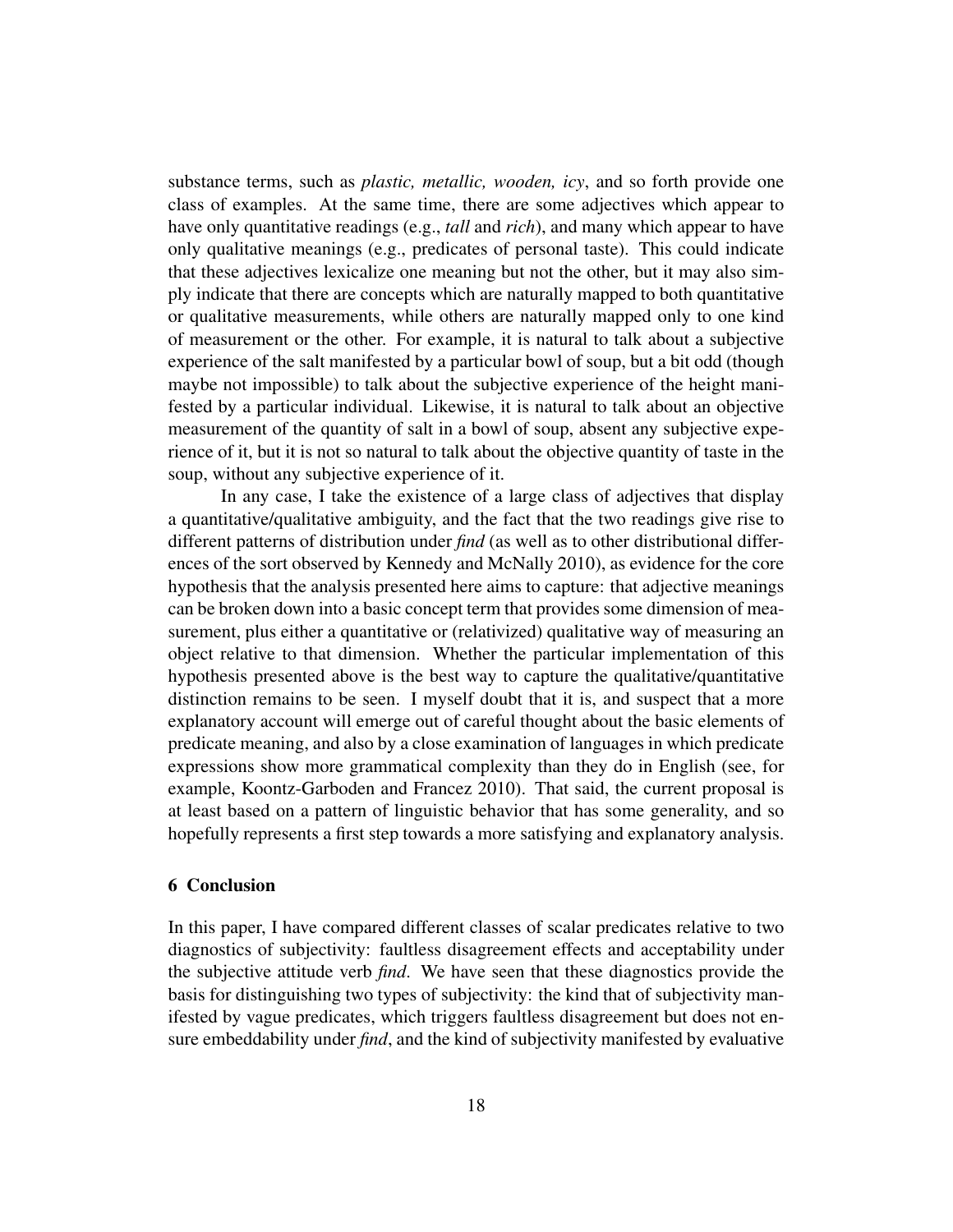substance terms, such as *plastic, metallic, wooden, icy*, and so forth provide one class of examples. At the same time, there are some adjectives which appear to have only quantitative readings (e.g., *tall* and *rich*), and many which appear to have only qualitative meanings (e.g., predicates of personal taste). This could indicate that these adjectives lexicalize one meaning but not the other, but it may also simply indicate that there are concepts which are naturally mapped to both quantitative or qualitative measurements, while others are naturally mapped only to one kind of measurement or the other. For example, it is natural to talk about a subjective experience of the salt manifested by a particular bowl of soup, but a bit odd (though maybe not impossible) to talk about the subjective experience of the height manifested by a particular individual. Likewise, it is natural to talk about an objective measurement of the quantity of salt in a bowl of soup, absent any subjective experience of it, but it is not so natural to talk about the objective quantity of taste in the soup, without any subjective experience of it.

In any case, I take the existence of a large class of adjectives that display a quantitative/qualitative ambiguity, and the fact that the two readings give rise to different patterns of distribution under *find* (as well as to other distributional differences of the sort observed by Kennedy and McNally 2010), as evidence for the core hypothesis that the analysis presented here aims to capture: that adjective meanings can be broken down into a basic concept term that provides some dimension of measurement, plus either a quantitative or (relativized) qualitative way of measuring an object relative to that dimension. Whether the particular implementation of this hypothesis presented above is the best way to capture the qualitative/quantitative distinction remains to be seen. I myself doubt that it is, and suspect that a more explanatory account will emerge out of careful thought about the basic elements of predicate meaning, and also by a close examination of languages in which predicate expressions show more grammatical complexity than they do in English (see, for example, Koontz-Garboden and Francez 2010). That said, the current proposal is at least based on a pattern of linguistic behavior that has some generality, and so hopefully represents a first step towards a more satisfying and explanatory analysis.

## 6 Conclusion

In this paper, I have compared different classes of scalar predicates relative to two diagnostics of subjectivity: faultless disagreement effects and acceptability under the subjective attitude verb *find*. We have seen that these diagnostics provide the basis for distinguishing two types of subjectivity: the kind that of subjectivity manifested by vague predicates, which triggers faultless disagreement but does not ensure embeddability under *find*, and the kind of subjectivity manifested by evaluative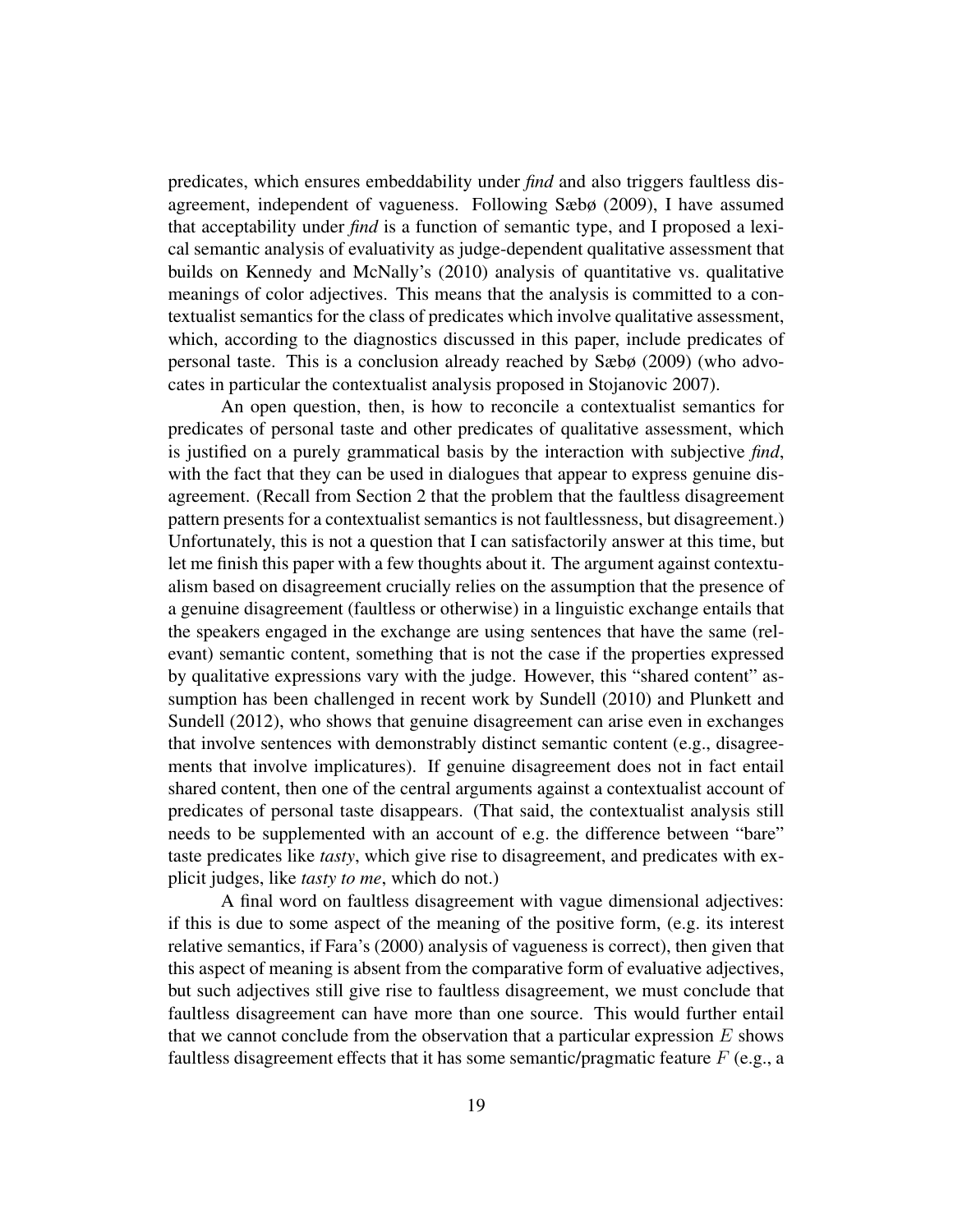predicates, which ensures embeddability under *find* and also triggers faultless disagreement, independent of vagueness. Following Sæbø (2009), I have assumed that acceptability under *find* is a function of semantic type, and I proposed a lexical semantic analysis of evaluativity as judge-dependent qualitative assessment that builds on Kennedy and McNally's (2010) analysis of quantitative vs. qualitative meanings of color adjectives. This means that the analysis is committed to a contextualist semantics for the class of predicates which involve qualitative assessment, which, according to the diagnostics discussed in this paper, include predicates of personal taste. This is a conclusion already reached by Sæbø (2009) (who advocates in particular the contextualist analysis proposed in Stojanovic 2007).

An open question, then, is how to reconcile a contextualist semantics for predicates of personal taste and other predicates of qualitative assessment, which is justified on a purely grammatical basis by the interaction with subjective *find*, with the fact that they can be used in dialogues that appear to express genuine disagreement. (Recall from Section 2 that the problem that the faultless disagreement pattern presents for a contextualist semantics is not faultlessness, but disagreement.) Unfortunately, this is not a question that I can satisfactorily answer at this time, but let me finish this paper with a few thoughts about it. The argument against contextualism based on disagreement crucially relies on the assumption that the presence of a genuine disagreement (faultless or otherwise) in a linguistic exchange entails that the speakers engaged in the exchange are using sentences that have the same (relevant) semantic content, something that is not the case if the properties expressed by qualitative expressions vary with the judge. However, this "shared content" assumption has been challenged in recent work by Sundell (2010) and Plunkett and Sundell (2012), who shows that genuine disagreement can arise even in exchanges that involve sentences with demonstrably distinct semantic content (e.g., disagreements that involve implicatures). If genuine disagreement does not in fact entail shared content, then one of the central arguments against a contextualist account of predicates of personal taste disappears. (That said, the contextualist analysis still needs to be supplemented with an account of e.g. the difference between "bare" taste predicates like *tasty*, which give rise to disagreement, and predicates with explicit judges, like *tasty to me*, which do not.)

A final word on faultless disagreement with vague dimensional adjectives: if this is due to some aspect of the meaning of the positive form, (e.g. its interest relative semantics, if Fara's (2000) analysis of vagueness is correct), then given that this aspect of meaning is absent from the comparative form of evaluative adjectives, but such adjectives still give rise to faultless disagreement, we must conclude that faultless disagreement can have more than one source. This would further entail that we cannot conclude from the observation that a particular expression $E$ shows faultless disagreement effects that it has some semantic/pragmatic feature $F$ (e.g., a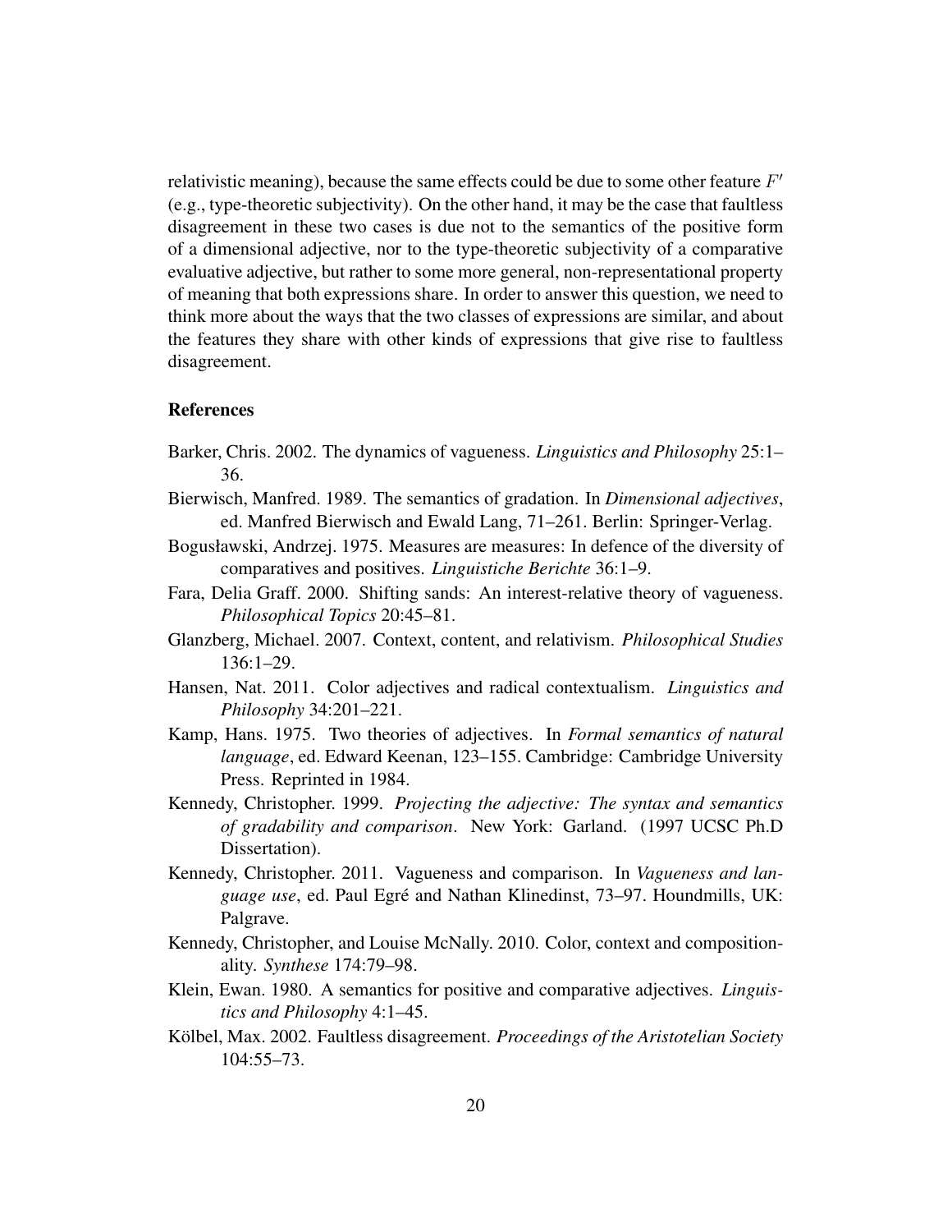relativistic meaning), because the same effects could be due to some other feature $F'$ (e.g., type-theoretic subjectivity). On the other hand, it may be the case that faultless disagreement in these two cases is due not to the semantics of the positive form of a dimensional adjective, nor to the type-theoretic subjectivity of a comparative evaluative adjective, but rather to some more general, non-representational property of meaning that both expressions share. In order to answer this question, we need to think more about the ways that the two classes of expressions are similar, and about the features they share with other kinds of expressions that give rise to faultless disagreement.

## References

Barker, Chris. 2002. The dynamics of vagueness. *Linguistics and Philosophy* 25:1–36.

Bierwisch, Manfred. 1989. The semantics of gradation. In *Dimensional adjectives*, ed. Manfred Bierwisch and Ewald Lang, 71–261. Berlin: Springer-Verlag.

Bogusławski, Andrzej. 1975. Measures are measures: In defence of the diversity of comparatives and positives. *Linguistiche Berichte* 36:1–9.

Fara, Delia Graff. 2000. Shifting sands: An interest-relative theory of vagueness. *Philosophical Topics* 20:45–81.

Glanzberg, Michael. 2007. Context, content, and relativism. *Philosophical Studies* 136:1–29.

Hansen, Nat. 2011. Color adjectives and radical contextualism. *Linguistics and Philosophy* 34:201–221.

Kamp, Hans. 1975. Two theories of adjectives. In *Formal semantics of natural language*, ed. Edward Keenan, 123–155. Cambridge: Cambridge University Press. Reprinted in 1984.

Kennedy, Christopher. 1999. *Projecting the adjective: The syntax and semantics of gradability and comparison*. New York: Garland. (1997 UCSC Ph.D Dissertation).

Kennedy, Christopher. 2011. Vagueness and comparison. In *Vagueness and language use*, ed. Paul Egré and Nathan Klinedinst, 73–97. Houndmills, UK: Palgrave.

Kennedy, Christopher, and Louise McNally. 2010. Color, context and compositionality. *Synthese* 174:79–98.

Klein, Ewan. 1980. A semantics for positive and comparative adjectives. *Linguistics and Philosophy* 4:1–45.

Kölbel, Max. 2002. Faultless disagreement. *Proceedings of the Aristotelian Society* 104:55–73.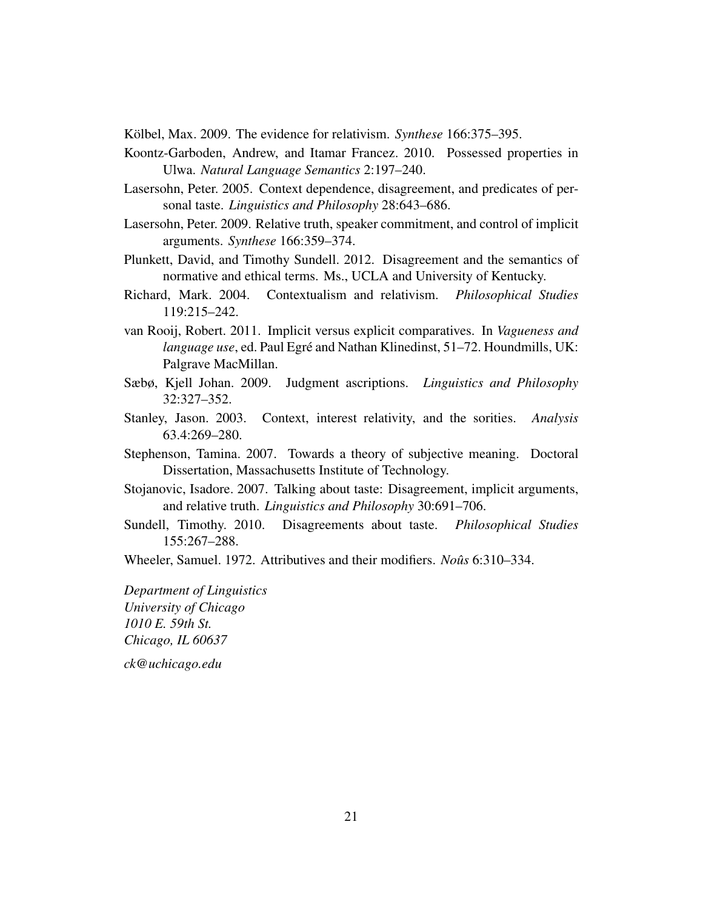Kölbel, Max. 2009. The evidence for relativism. *Synthese* 166:375–395.

Koontz-Garboden, Andrew, and Itamar Francez. 2010. Possessed properties in Ulwa. *Natural Language Semantics* 2:197–240.

Lasersohn, Peter. 2005. Context dependence, disagreement, and predicates of personal taste. *Linguistics and Philosophy* 28:643–686.

Lasersohn, Peter. 2009. Relative truth, speaker commitment, and control of implicit arguments. *Synthese* 166:359–374.

Plunkett, David, and Timothy Sundell. 2012. Disagreement and the semantics of normative and ethical terms. Ms., UCLA and University of Kentucky.

Richard, Mark. 2004. Contextualism and relativism. *Philosophical Studies* 119:215–242.

van Rooij, Robert. 2011. Implicit versus explicit comparatives. In *Vagueness and language use*, ed. Paul Egré and Nathan Klinedinst, 51–72. Houndmills, UK: Palgrave MacMillan.

Sæbø, Kjell Johan. 2009. Judgment ascriptions. *Linguistics and Philosophy* 32:327–352.

Stanley, Jason. 2003. Context, interest relativity, and the sorities. *Analysis* 63.4:269–280.

Stephenson, Tamina. 2007. Towards a theory of subjective meaning. Doctoral Dissertation, Massachusetts Institute of Technology.

Stojanovic, Isadore. 2007. Talking about taste: Disagreement, implicit arguments, and relative truth. *Linguistics and Philosophy* 30:691–706.

Sundell, Timothy. 2010. Disagreements about taste. *Philosophical Studies* 155:267–288.

Wheeler, Samuel. 1972. Attributives and their modifiers. *Noûs* 6:310–334.

*Department of Linguistics*
*University of Chicago*
*1010 E. 59th St.*
*Chicago, IL 60637*

*ck@uchicago.edu*